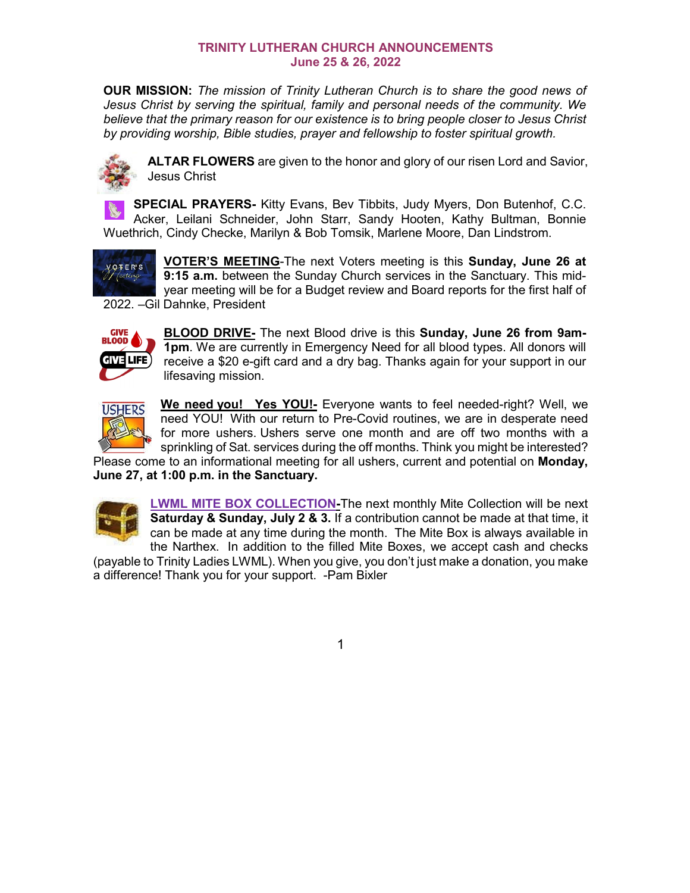# TRINITY LUTHERAN CHURCH ANNOUNCEMENTS
## June 25 & 26, 2022

**OUR MISSION:** *The mission of Trinity Lutheran Church is to share the good news of Jesus Christ by serving the spiritual, family and personal needs of the community. We believe that the primary reason for our existence is to bring people closer to Jesus Christ by providing worship, Bible studies, prayer and fellowship to foster spiritual growth.*

**ALTAR FLOWERS** are given to the honor and glory of our risen Lord and Savior, Jesus Christ

**SPECIAL PRAYERS-** Kitty Evans, Bev Tibbits, Judy Myers, Don Butenhof, C.C. Acker, Leilani Schneider, John Starr, Sandy Hooten, Kathy Bultman, Bonnie Wuethrich, Cindy Checke, Marilyn & Bob Tomsik, Marlene Moore, Dan Lindstrom.

**VOTER'S MEETING**-The next Voters meeting is this **Sunday, June 26 at 9:15 a.m.** between the Sunday Church services in the Sanctuary. This mid-year meeting will be for a Budget review and Board reports for the first half of 2022. –Gil Dahnke, President

**BLOOD DRIVE-** The next Blood drive is this **Sunday, June 26 from 9am-1pm**. We are currently in Emergency Need for all blood types. All donors will receive a $20 e-gift card and a dry bag. Thanks again for your support in our lifesaving mission.

**We need you! Yes YOU!-** Everyone wants to feel needed-right? Well, we need YOU! With our return to Pre-Covid routines, we are in desperate need for more ushers. Ushers serve one month and are off two months with a sprinkling of Sat. services during the off months. Think you might be interested? Please come to an informational meeting for all ushers, current and potential on **Monday, June 27, at 1:00 p.m. in the Sanctuary.**

**LWML MITE BOX COLLECTION-**The next monthly Mite Collection will be next **Saturday & Sunday, July 2 & 3.** If a contribution cannot be made at that time, it can be made at any time during the month. The Mite Box is always available in the Narthex. In addition to the filled Mite Boxes, we accept cash and checks (payable to Trinity Ladies LWML). When you give, you don't just make a donation, you make a difference! Thank you for your support. -Pam Bixler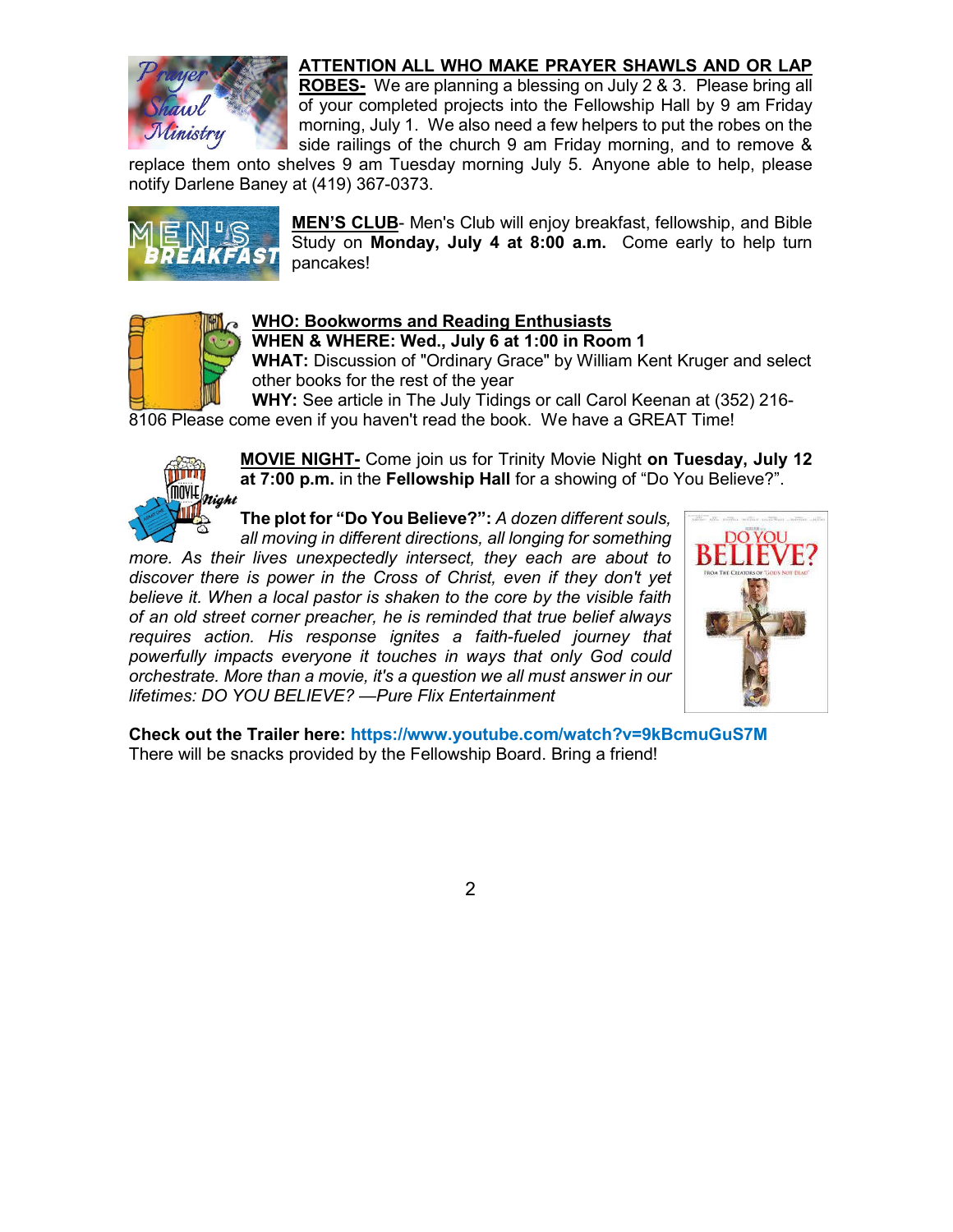**ATTENTION ALL WHO MAKE PRAYER SHAWLS AND OR LAP ROBES-** We are planning a blessing on July 2 & 3. Please bring all of your completed projects into the Fellowship Hall by 9 am Friday morning, July 1. We also need a few helpers to put the robes on the side railings of the church 9 am Friday morning, and to remove & replace them onto shelves 9 am Tuesday morning July 5. Anyone able to help, please notify Darlene Baney at (419) 367-0373.

**MEN'S CLUB**- Men's Club will enjoy breakfast, fellowship, and Bible Study on **Monday, July 4 at 8:00 a.m.** Come early to help turn pancakes!

**WHO: Bookworms and Reading Enthusiasts**
**WHEN & WHERE: Wed., July 6 at 1:00 in Room 1**
**WHAT:** Discussion of "Ordinary Grace" by William Kent Kruger and select other books for the rest of the year
**WHY:** See article in The July Tidings or call Carol Keenan at (352) 216-8106 Please come even if you haven't read the book. We have a GREAT Time!

**MOVIE NIGHT-** Come join us for Trinity Movie Night **on Tuesday, July 12 at 7:00 p.m.** in the **Fellowship Hall** for a showing of "Do You Believe?".

**The plot for "Do You Believe?":** *A dozen different souls, all moving in different directions, all longing for something more. As their lives unexpectedly intersect, they each are about to discover there is power in the Cross of Christ, even if they don't yet believe it. When a local pastor is shaken to the core by the visible faith of an old street corner preacher, he is reminded that true belief always requires action. His response ignites a faith-fueled journey that powerfully impacts everyone it touches in ways that only God could orchestrate. More than a movie, it's a question we all must answer in our lifetimes: DO YOU BELIEVE? —Pure Flix Entertainment*

**Check out the Trailer here: https://www.youtube.com/watch?v=9kBcmuGuS7M**
There will be snacks provided by the Fellowship Board. Bring a friend!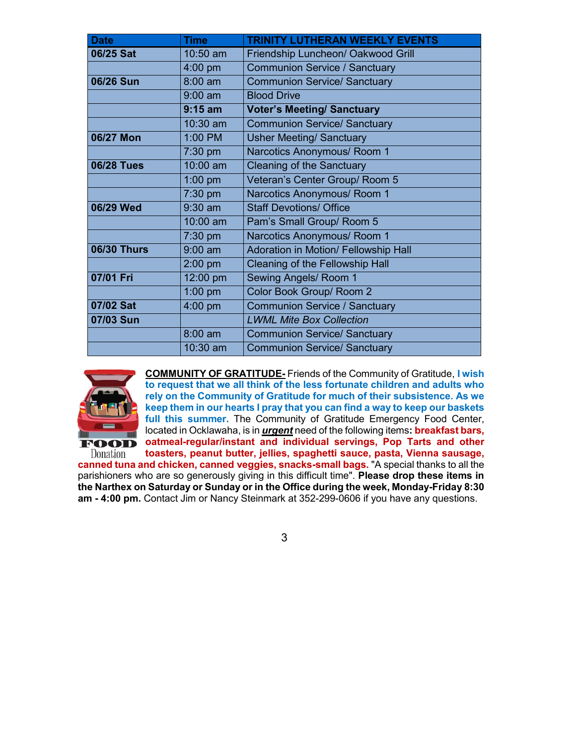| Date | Time | TRINITY LUTHERAN WEEKLY EVENTS |
|---|---|---|
| **06/25 Sat** | 10:50 am | Friendship Luncheon/ Oakwood Grill |
| | 4:00 pm | Communion Service / Sanctuary |
| **06/26 Sun** | 8:00 am | Communion Service/ Sanctuary |
| | 9:00 am | Blood Drive |
| | **9:15 am** | **Voter's Meeting/ Sanctuary** |
| | 10:30 am | Communion Service/ Sanctuary |
| **06/27 Mon** | 1:00 PM | Usher Meeting/ Sanctuary |
| | 7:30 pm | Narcotics Anonymous/ Room 1 |
| **06/28 Tues** | 10:00 am | Cleaning of the Sanctuary |
| | 1:00 pm | Veteran's Center Group/ Room 5 |
| | 7:30 pm | Narcotics Anonymous/ Room 1 |
| **06/29 Wed** | 9:30 am | Staff Devotions/ Office |
| | 10:00 am | Pam's Small Group/ Room 5 |
| | 7:30 pm | Narcotics Anonymous/ Room 1 |
| **06/30 Thurs** | 9:00 am | Adoration in Motion/ Fellowship Hall |
| | 2:00 pm | Cleaning of the Fellowship Hall |
| **07/01 Fri** | 12:00 pm | Sewing Angels/ Room 1 |
| | 1:00 pm | Color Book Group/ Room 2 |
| **07/02 Sat** | 4:00 pm | Communion Service / Sanctuary |
| **07/03 Sun** | | *LWML Mite Box Collection* |
| | 8:00 am | Communion Service/ Sanctuary |
| | 10:30 am | Communion Service/ Sanctuary |

FOOD Donation

**COMMUNITY OF GRATITUDE-** Friends of the Community of Gratitude, **I wish to request that we all think of the less fortunate children and adults who rely on the Community of Gratitude for much of their subsistence. As we keep them in our hearts I pray that you can find a way to keep our baskets full this summer.** The Community of Gratitude Emergency Food Center, located in Ocklawaha, is in ***urgent*** need of the following items**: breakfast bars, oatmeal-regular/instant and individual servings, Pop Tarts and other toasters, peanut butter, jellies, spaghetti sauce, pasta, Vienna sausage, canned tuna and chicken, canned veggies, snacks-small bags.** "A special thanks to all the parishioners who are so generously giving in this difficult time". **Please drop these items in the Narthex on Saturday or Sunday or in the Office during the week, Monday-Friday 8:30 am - 4:00 pm.** Contact Jim or Nancy Steinmark at 352-299-0606 if you have any questions.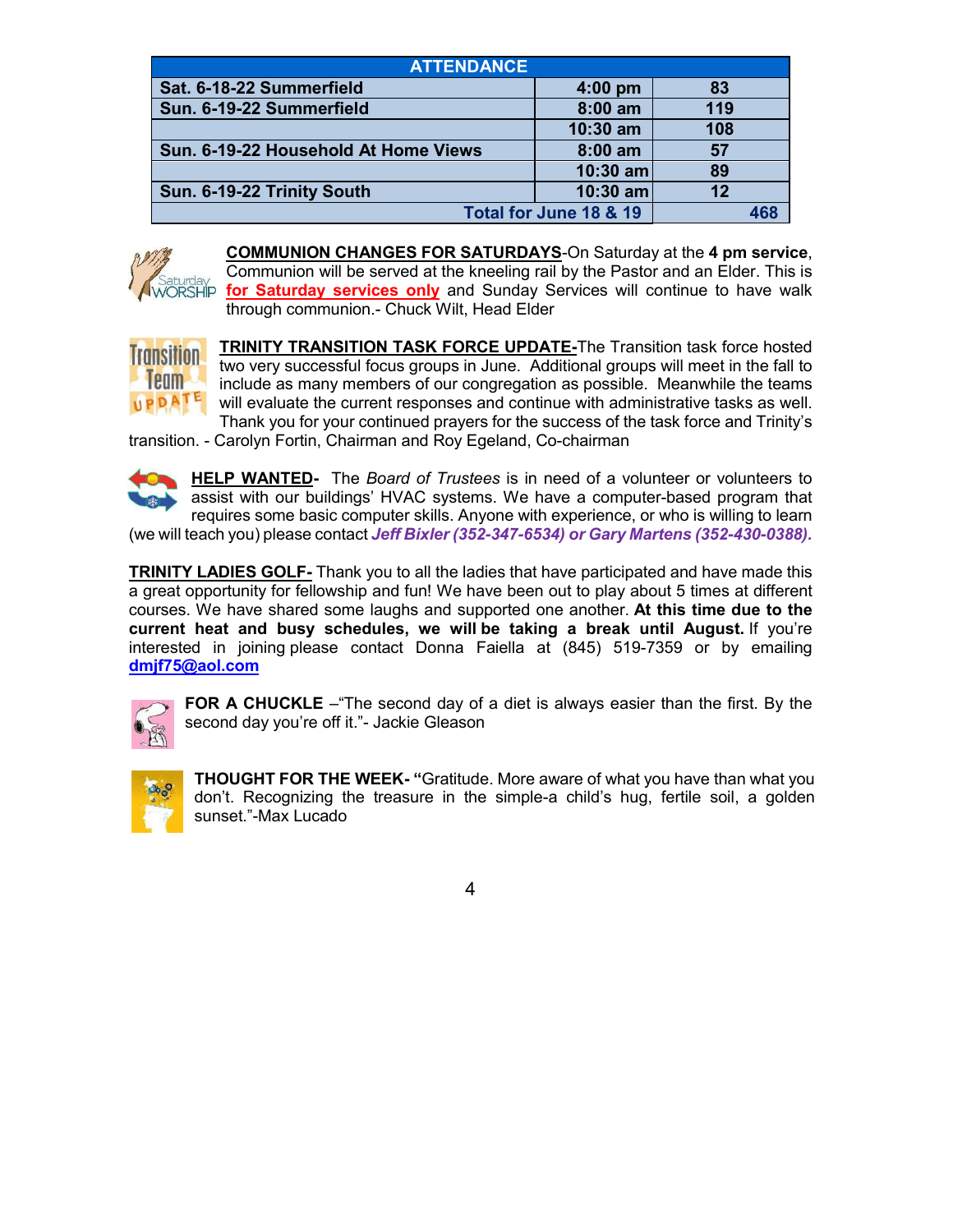| ATTENDANCE | | |
|---|---|---|
| **Sat. 6-18-22 Summerfield** | **4:00 pm** | **83** |
| **Sun. 6-19-22 Summerfield** | **8:00 am** | **119** |
| | **10:30 am** | **108** |
| **Sun. 6-19-22 Household At Home Views** | **8:00 am** | **57** |
| | **10:30 am** | **89** |
| **Sun. 6-19-22 Trinity South** | **10:30 am** | **12** |
| | **Total for June 18 & 19** | **468** |

**COMMUNION CHANGES FOR SATURDAYS**-On Saturday at the **4 pm service**, Communion will be served at the kneeling rail by the Pastor and an Elder. This is **for Saturday services only** and Sunday Services will continue to have walk through communion.- Chuck Wilt, Head Elder

**TRINITY TRANSITION TASK FORCE UPDATE-**The Transition task force hosted two very successful focus groups in June. Additional groups will meet in the fall to include as many members of our congregation as possible. Meanwhile the teams will evaluate the current responses and continue with administrative tasks as well. Thank you for your continued prayers for the success of the task force and Trinity's transition. - Carolyn Fortin, Chairman and Roy Egeland, Co-chairman

**HELP WANTED-** The *Board of Trustees* is in need of a volunteer or volunteers to assist with our buildings' HVAC systems. We have a computer-based program that requires some basic computer skills. Anyone with experience, or who is willing to learn (we will teach you) please contact ***Jeff Bixler (352-347-6534) or Gary Martens (352-430-0388).***

**TRINITY LADIES GOLF-** Thank you to all the ladies that have participated and have made this a great opportunity for fellowship and fun! We have been out to play about 5 times at different courses. We have shared some laughs and supported one another. **At this time due to the current heat and busy schedules, we will be taking a break until August.** If you're interested in joining please contact Donna Faiella at (845) 519-7359 or by emailing **dmjf75@aol.com**

**FOR A CHUCKLE** –"The second day of a diet is always easier than the first. By the second day you're off it."- Jackie Gleason

**THOUGHT FOR THE WEEK- "**Gratitude. More aware of what you have than what you don't. Recognizing the treasure in the simple-a child's hug, fertile soil, a golden sunset."-Max Lucado